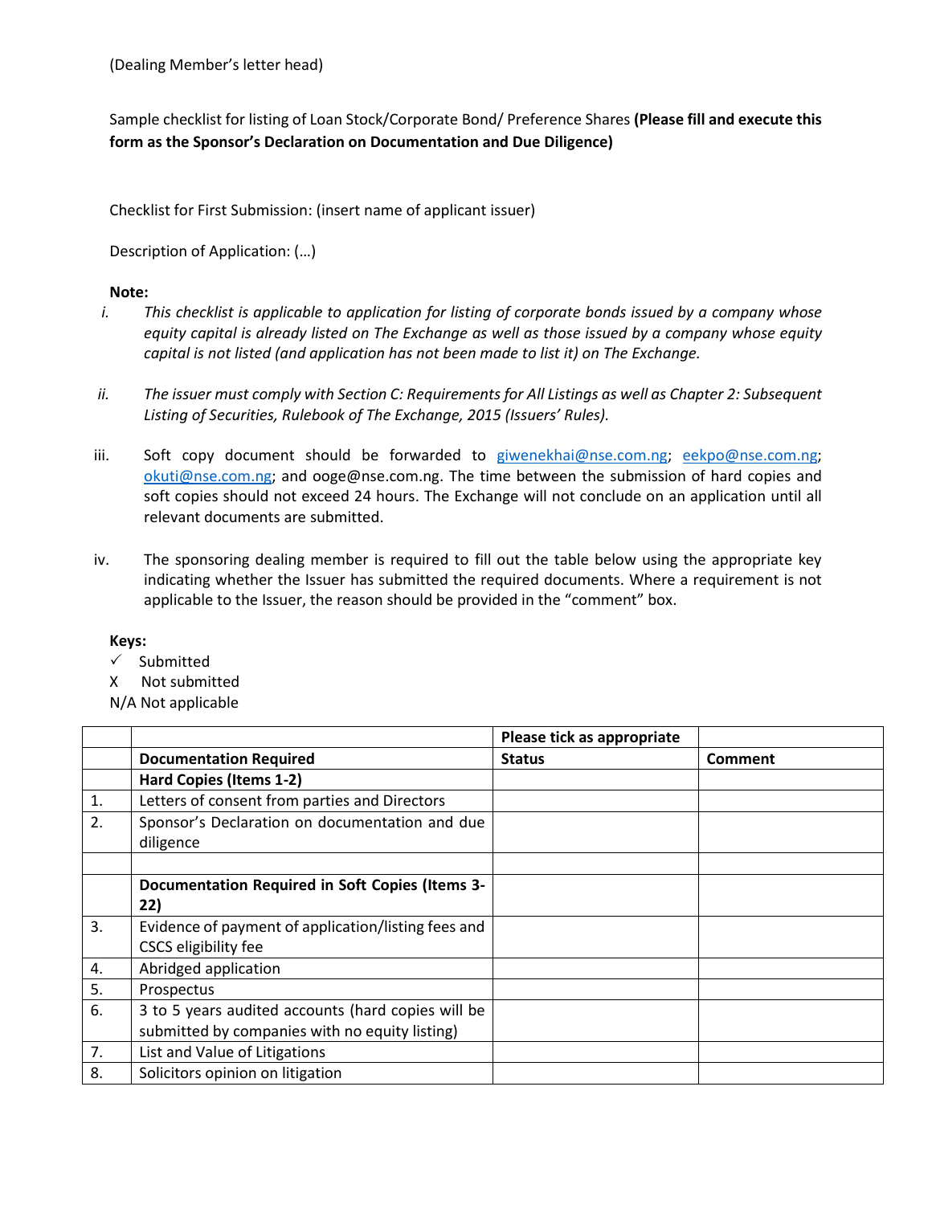(Dealing Member's letter head)

Sample checklist for listing of Loan Stock/Corporate Bond/ Preference Shares **(Please fill and execute this form as the Sponsor's Declaration on Documentation and Due Diligence)**

Checklist for First Submission: (insert name of applicant issuer)

Description of Application: (…)

**Note:**

i. *This checklist is applicable to application for listing of corporate bonds issued by a company whose equity capital is already listed on The Exchange as well as those issued by a company whose equity capital is not listed (and application has not been made to list it) on The Exchange.*

ii. *The issuer must comply with Section C: Requirements for All Listings as well as Chapter 2: Subsequent Listing of Securities, Rulebook of The Exchange, 2015 (Issuers' Rules).*

iii. Soft copy document should be forwarded to giwenekhai@nse.com.ng; eekpo@nse.com.ng; okuti@nse.com.ng; and ooge@nse.com.ng. The time between the submission of hard copies and soft copies should not exceed 24 hours. The Exchange will not conclude on an application until all relevant documents are submitted.

iv. The sponsoring dealing member is required to fill out the table below using the appropriate key indicating whether the Issuer has submitted the required documents. Where a requirement is not applicable to the Issuer, the reason should be provided in the "comment" box.

**Keys:**

✓ Submitted

X Not submitted

N/A Not applicable

| | | **Please tick as appropriate** | |
|---|---|---|---|
| | **Documentation Required** | **Status** | **Comment** |
| | **Hard Copies (Items 1-2)** | | |
| 1. | Letters of consent from parties and Directors | | |
| 2. | Sponsor's Declaration on documentation and due diligence | | |
| | | | |
| | **Documentation Required in Soft Copies (Items 3-22)** | | |
| 3. | Evidence of payment of application/listing fees and CSCS eligibility fee | | |
| 4. | Abridged application | | |
| 5. | Prospectus | | |
| 6. | 3 to 5 years audited accounts (hard copies will be submitted by companies with no equity listing) | | |
| 7. | List and Value of Litigations | | |
| 8. | Solicitors opinion on litigation | | |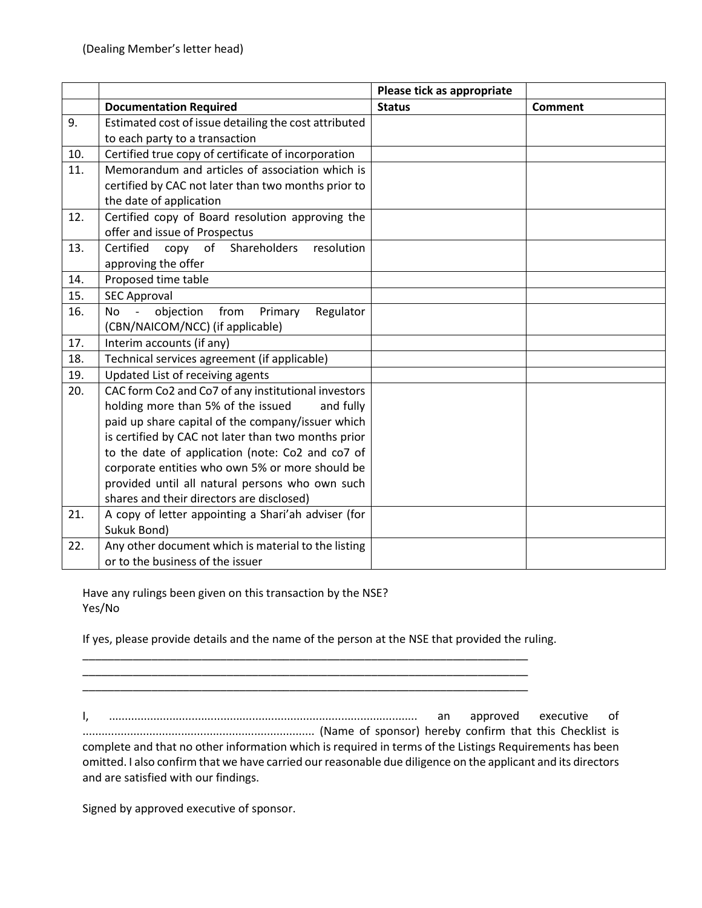(Dealing Member's letter head)

| | | Please tick as appropriate | |
|---|---|---|---|
| | **Documentation Required** | **Status** | **Comment** |
| 9. | Estimated cost of issue detailing the cost attributed to each party to a transaction | | |
| 10. | Certified true copy of certificate of incorporation | | |
| 11. | Memorandum and articles of association which is certified by CAC not later than two months prior to the date of application | | |
| 12. | Certified copy of Board resolution approving the offer and issue of Prospectus | | |
| 13. | Certified copy of Shareholders resolution approving the offer | | |
| 14. | Proposed time table | | |
| 15. | SEC Approval | | |
| 16. | No - objection from Primary Regulator (CBN/NAICOM/NCC) (if applicable) | | |
| 17. | Interim accounts (if any) | | |
| 18. | Technical services agreement (if applicable) | | |
| 19. | Updated List of receiving agents | | |
| 20. | CAC form Co2 and Co7 of any institutional investors holding more than 5% of the issued and fully paid up share capital of the company/issuer which is certified by CAC not later than two months prior to the date of application (note: Co2 and co7 of corporate entities who own 5% or more should be provided until all natural persons who own such shares and their directors are disclosed) | | |
| 21. | A copy of letter appointing a Shari'ah adviser (for Sukuk Bond) | | |
| 22. | Any other document which is material to the listing or to the business of the issuer | | |

Have any rulings been given on this transaction by the NSE?
Yes/No

If yes, please provide details and the name of the person at the NSE that provided the ruling.

\_\_\_\_\_\_\_\_\_\_\_\_\_\_\_\_\_\_\_\_\_\_\_\_\_\_\_\_\_\_\_\_\_\_\_\_\_\_\_\_\_\_\_\_\_\_\_\_\_\_\_\_\_\_\_\_\_\_\_\_\_\_\_\_\_\_\_\_\_\_\_\_

\_\_\_\_\_\_\_\_\_\_\_\_\_\_\_\_\_\_\_\_\_\_\_\_\_\_\_\_\_\_\_\_\_\_\_\_\_\_\_\_\_\_\_\_\_\_\_\_\_\_\_\_\_\_\_\_\_\_\_\_\_\_\_\_\_\_\_\_\_\_\_\_

\_\_\_\_\_\_\_\_\_\_\_\_\_\_\_\_\_\_\_\_\_\_\_\_\_\_\_\_\_\_\_\_\_\_\_\_\_\_\_\_\_\_\_\_\_\_\_\_\_\_\_\_\_\_\_\_\_\_\_\_\_\_\_\_\_\_\_\_\_\_\_\_

I, ................................................................................................ an approved executive of ........................................................................ (Name of sponsor) hereby confirm that this Checklist is complete and that no other information which is required in terms of the Listings Requirements has been omitted. I also confirm that we have carried our reasonable due diligence on the applicant and its directors and are satisfied with our findings.

Signed by approved executive of sponsor.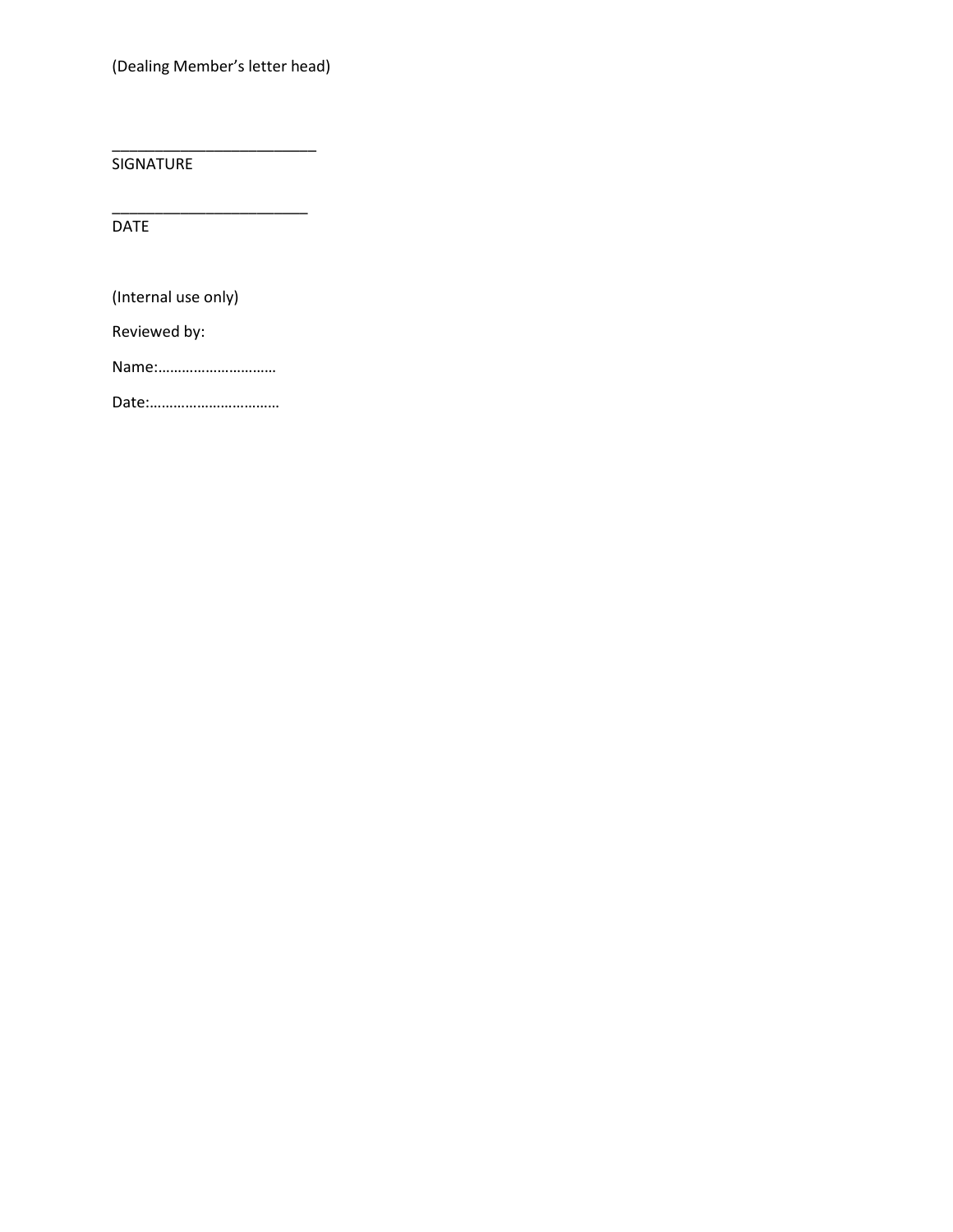(Dealing Member's letter head)

_________________________
SIGNATURE

________________________
DATE

(Internal use only)

Reviewed by:

Name:…………………………

Date:……………………………